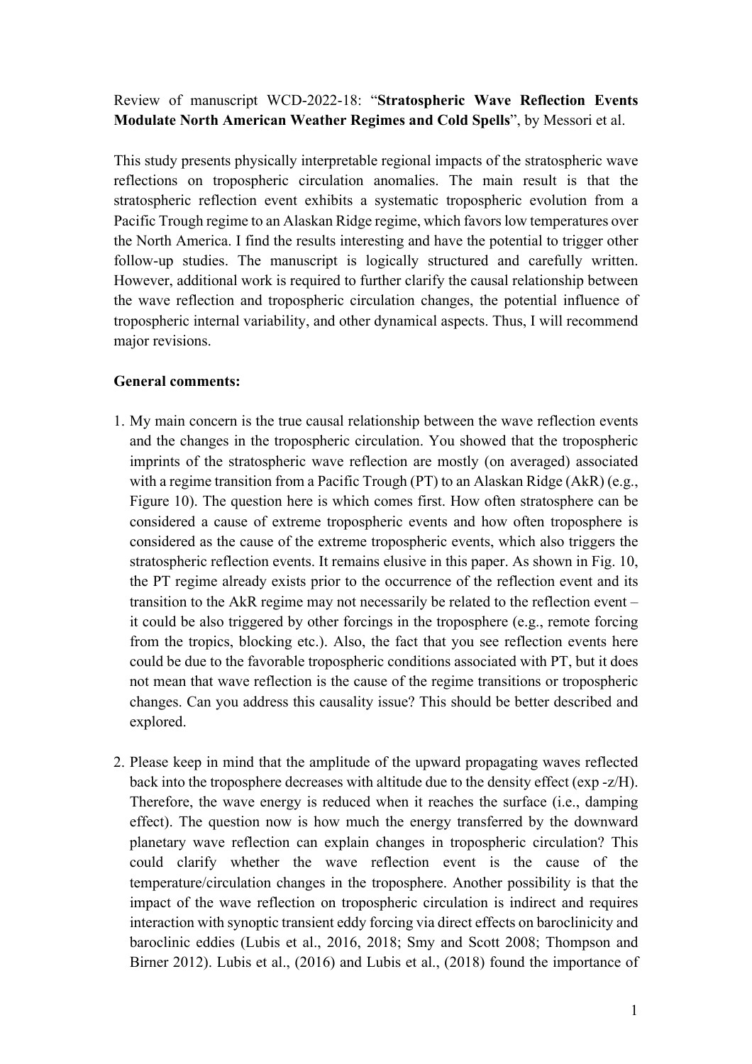Review of manuscript WCD-2022-18: "**Stratospheric Wave Reflection Events Modulate North American Weather Regimes and Cold Spells**", by Messori et al.

This study presents physically interpretable regional impacts of the stratospheric wave reflections on tropospheric circulation anomalies. The main result is that the stratospheric reflection event exhibits a systematic tropospheric evolution from a Pacific Trough regime to an Alaskan Ridge regime, which favors low temperatures over the North America. I find the results interesting and have the potential to trigger other follow-up studies. The manuscript is logically structured and carefully written. However, additional work is required to further clarify the causal relationship between the wave reflection and tropospheric circulation changes, the potential influence of tropospheric internal variability, and other dynamical aspects. Thus, I will recommend major revisions.

**General comments:**

1. My main concern is the true causal relationship between the wave reflection events and the changes in the tropospheric circulation. You showed that the tropospheric imprints of the stratospheric wave reflection are mostly (on averaged) associated with a regime transition from a Pacific Trough (PT) to an Alaskan Ridge (AkR) (e.g., Figure 10). The question here is which comes first. How often stratosphere can be considered a cause of extreme tropospheric events and how often troposphere is considered as the cause of the extreme tropospheric events, which also triggers the stratospheric reflection events. It remains elusive in this paper. As shown in Fig. 10, the PT regime already exists prior to the occurrence of the reflection event and its transition to the AkR regime may not necessarily be related to the reflection event – it could be also triggered by other forcings in the troposphere (e.g., remote forcing from the tropics, blocking etc.). Also, the fact that you see reflection events here could be due to the favorable tropospheric conditions associated with PT, but it does not mean that wave reflection is the cause of the regime transitions or tropospheric changes. Can you address this causality issue? This should be better described and explored.

2. Please keep in mind that the amplitude of the upward propagating waves reflected back into the troposphere decreases with altitude due to the density effect (exp -z/H). Therefore, the wave energy is reduced when it reaches the surface (i.e., damping effect). The question now is how much the energy transferred by the downward planetary wave reflection can explain changes in tropospheric circulation? This could clarify whether the wave reflection event is the cause of the temperature/circulation changes in the troposphere. Another possibility is that the impact of the wave reflection on tropospheric circulation is indirect and requires interaction with synoptic transient eddy forcing via direct effects on baroclinicity and baroclinic eddies (Lubis et al., 2016, 2018; Smy and Scott 2008; Thompson and Birner 2012). Lubis et al., (2016) and Lubis et al., (2018) found the importance of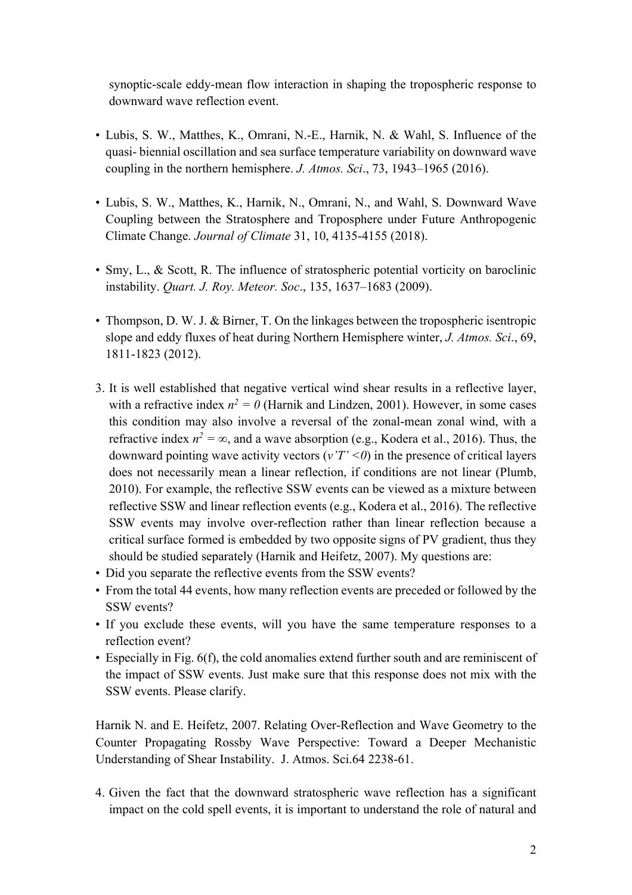synoptic-scale eddy-mean flow interaction in shaping the tropospheric response to downward wave reflection event.

- Lubis, S. W., Matthes, K., Omrani, N.-E., Harnik, N. & Wahl, S. Influence of the quasi- biennial oscillation and sea surface temperature variability on downward wave coupling in the northern hemisphere. *J. Atmos. Sci*., 73, 1943–1965 (2016).

- Lubis, S. W., Matthes, K., Harnik, N., Omrani, N., and Wahl, S. Downward Wave Coupling between the Stratosphere and Troposphere under Future Anthropogenic Climate Change. *Journal of Climate* 31, 10, 4135-4155 (2018).

- Smy, L., & Scott, R. The influence of stratospheric potential vorticity on baroclinic instability. *Quart. J. Roy. Meteor. Soc*., 135, 1637–1683 (2009).

- Thompson, D. W. J. & Birner, T. On the linkages between the tropospheric isentropic slope and eddy fluxes of heat during Northern Hemisphere winter, *J. Atmos. Sci*., 69, 1811-1823 (2012).

3. It is well established that negative vertical wind shear results in a reflective layer, with a refractive index $n^2 = 0$ (Harnik and Lindzen, 2001). However, in some cases this condition may also involve a reversal of the zonal-mean zonal wind, with a refractive index $n^2 = \infty$, and a wave absorption (e.g., Kodera et al., 2016). Thus, the downward pointing wave activity vectors ($v'T' < 0$) in the presence of critical layers does not necessarily mean a linear reflection, if conditions are not linear (Plumb, 2010). For example, the reflective SSW events can be viewed as a mixture between reflective SSW and linear reflection events (e.g., Kodera et al., 2016). The reflective SSW events may involve over-reflection rather than linear reflection because a critical surface formed is embedded by two opposite signs of PV gradient, thus they should be studied separately (Harnik and Heifetz, 2007). My questions are:

- Did you separate the reflective events from the SSW events?
- From the total 44 events, how many reflection events are preceded or followed by the SSW events?
- If you exclude these events, will you have the same temperature responses to a reflection event?
- Especially in Fig. 6(f), the cold anomalies extend further south and are reminiscent of the impact of SSW events. Just make sure that this response does not mix with the SSW events. Please clarify.

Harnik N. and E. Heifetz, 2007. Relating Over-Reflection and Wave Geometry to the Counter Propagating Rossby Wave Perspective: Toward a Deeper Mechanistic Understanding of Shear Instability. J. Atmos. Sci.64 2238-61.

4. Given the fact that the downward stratospheric wave reflection has a significant impact on the cold spell events, it is important to understand the role of natural and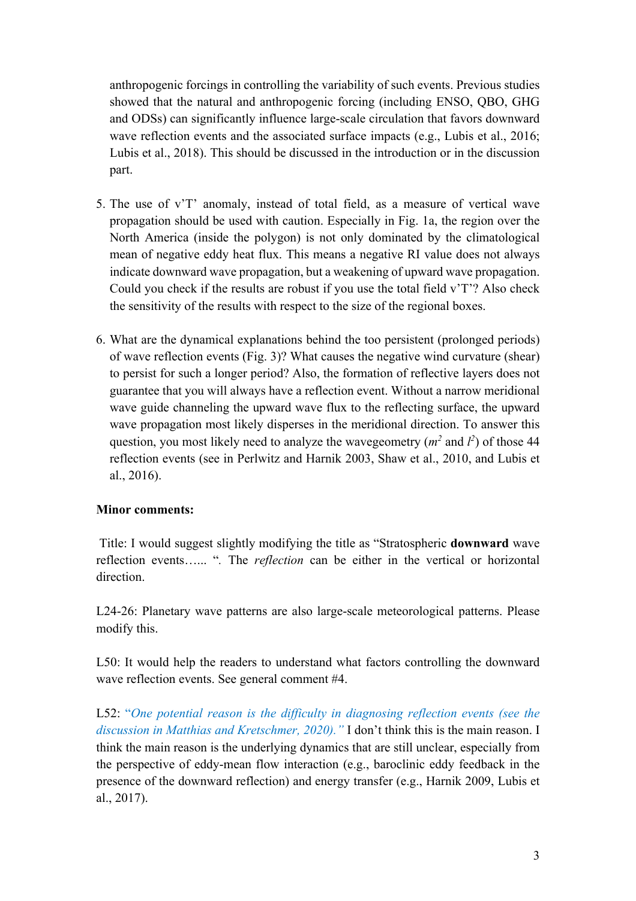anthropogenic forcings in controlling the variability of such events. Previous studies showed that the natural and anthropogenic forcing (including ENSO, QBO, GHG and ODSs) can significantly influence large-scale circulation that favors downward wave reflection events and the associated surface impacts (e.g., Lubis et al., 2016; Lubis et al., 2018). This should be discussed in the introduction or in the discussion part.

5. The use of v'T' anomaly, instead of total field, as a measure of vertical wave propagation should be used with caution. Especially in Fig. 1a, the region over the North America (inside the polygon) is not only dominated by the climatological mean of negative eddy heat flux. This means a negative RI value does not always indicate downward wave propagation, but a weakening of upward wave propagation. Could you check if the results are robust if you use the total field v'T'? Also check the sensitivity of the results with respect to the size of the regional boxes.

6. What are the dynamical explanations behind the too persistent (prolonged periods) of wave reflection events (Fig. 3)? What causes the negative wind curvature (shear) to persist for such a longer period? Also, the formation of reflective layers does not guarantee that you will always have a reflection event. Without a narrow meridional wave guide channeling the upward wave flux to the reflecting surface, the upward wave propagation most likely disperses in the meridional direction. To answer this question, you most likely need to analyze the wavegeometry ($m^2$ and $l^2$) of those 44 reflection events (see in Perlwitz and Harnik 2003, Shaw et al., 2010, and Lubis et al., 2016).

**Minor comments:**

Title: I would suggest slightly modifying the title as "Stratospheric **downward** wave reflection events…... ". The *reflection* can be either in the vertical or horizontal direction.

L24-26: Planetary wave patterns are also large-scale meteorological patterns. Please modify this.

L50: It would help the readers to understand what factors controlling the downward wave reflection events. See general comment #4.

L52: "*One potential reason is the difficulty in diagnosing reflection events (see the discussion in Matthias and Kretschmer, 2020).*" I don't think this is the main reason. I think the main reason is the underlying dynamics that are still unclear, especially from the perspective of eddy-mean flow interaction (e.g., baroclinic eddy feedback in the presence of the downward reflection) and energy transfer (e.g., Harnik 2009, Lubis et al., 2017).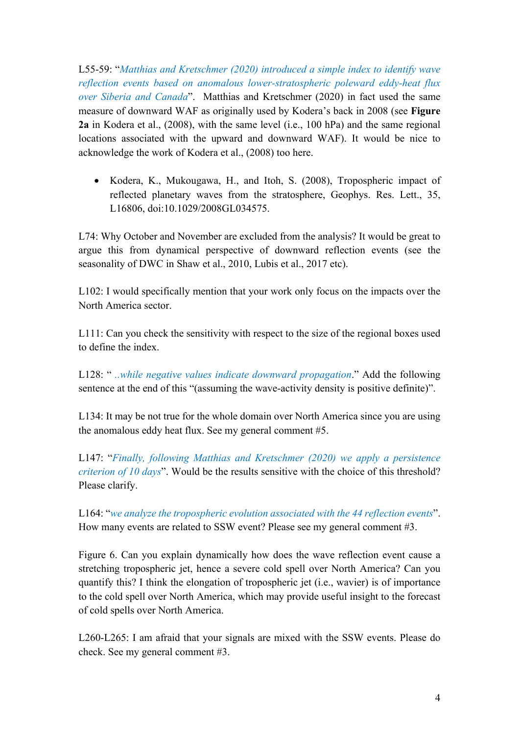L55-59: "*Matthias and Kretschmer (2020) introduced a simple index to identify wave reflection events based on anomalous lower-stratospheric poleward eddy-heat flux over Siberia and Canada*". Matthias and Kretschmer (2020) in fact used the same measure of downward WAF as originally used by Kodera's back in 2008 (see **Figure 2a** in Kodera et al., (2008), with the same level (i.e., 100 hPa) and the same regional locations associated with the upward and downward WAF). It would be nice to acknowledge the work of Kodera et al., (2008) too here.

- Kodera, K., Mukougawa, H., and Itoh, S. (2008), Tropospheric impact of reflected planetary waves from the stratosphere, Geophys. Res. Lett., 35, L16806, doi:10.1029/2008GL034575.

L74: Why October and November are excluded from the analysis? It would be great to argue this from dynamical perspective of downward reflection events (see the seasonality of DWC in Shaw et al., 2010, Lubis et al., 2017 etc).

L102: I would specifically mention that your work only focus on the impacts over the North America sector.

L111: Can you check the sensitivity with respect to the size of the regional boxes used to define the index.

L128: " *..while negative values indicate downward propagation*." Add the following sentence at the end of this "(assuming the wave-activity density is positive definite)".

L134: It may be not true for the whole domain over North America since you are using the anomalous eddy heat flux. See my general comment #5.

L147: "*Finally, following Matthias and Kretschmer (2020) we apply a persistence criterion of 10 days*". Would be the results sensitive with the choice of this threshold? Please clarify.

L164: "*we analyze the tropospheric evolution associated with the 44 reflection events*". How many events are related to SSW event? Please see my general comment #3.

Figure 6. Can you explain dynamically how does the wave reflection event cause a stretching tropospheric jet, hence a severe cold spell over North America? Can you quantify this? I think the elongation of tropospheric jet (i.e., wavier) is of importance to the cold spell over North America, which may provide useful insight to the forecast of cold spells over North America.

L260-L265: I am afraid that your signals are mixed with the SSW events. Please do check. See my general comment #3.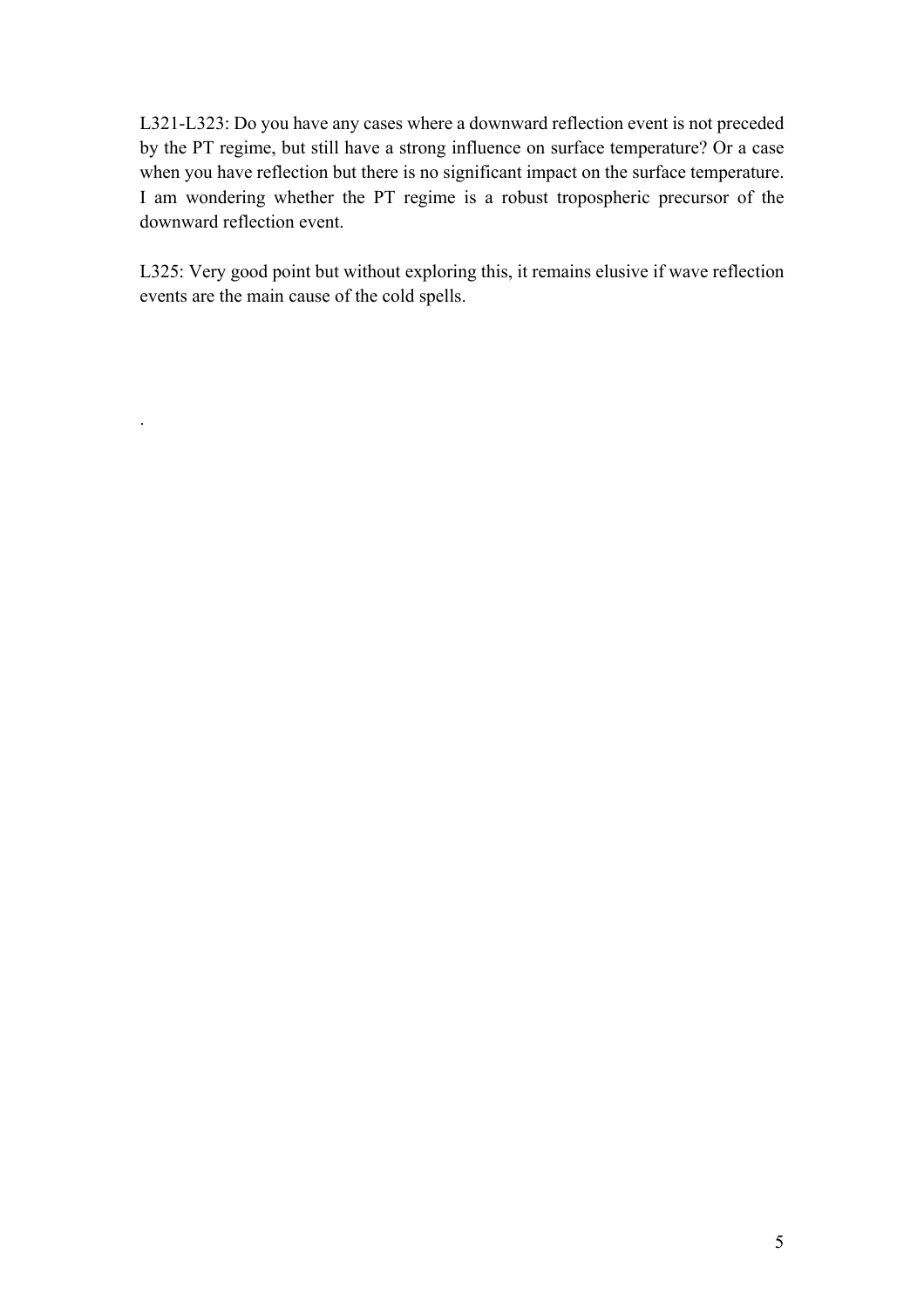L321-L323: Do you have any cases where a downward reflection event is not preceded by the PT regime, but still have a strong influence on surface temperature? Or a case when you have reflection but there is no significant impact on the surface temperature. I am wondering whether the PT regime is a robust tropospheric precursor of the downward reflection event.

L325: Very good point but without exploring this, it remains elusive if wave reflection events are the main cause of the cold spells.

.